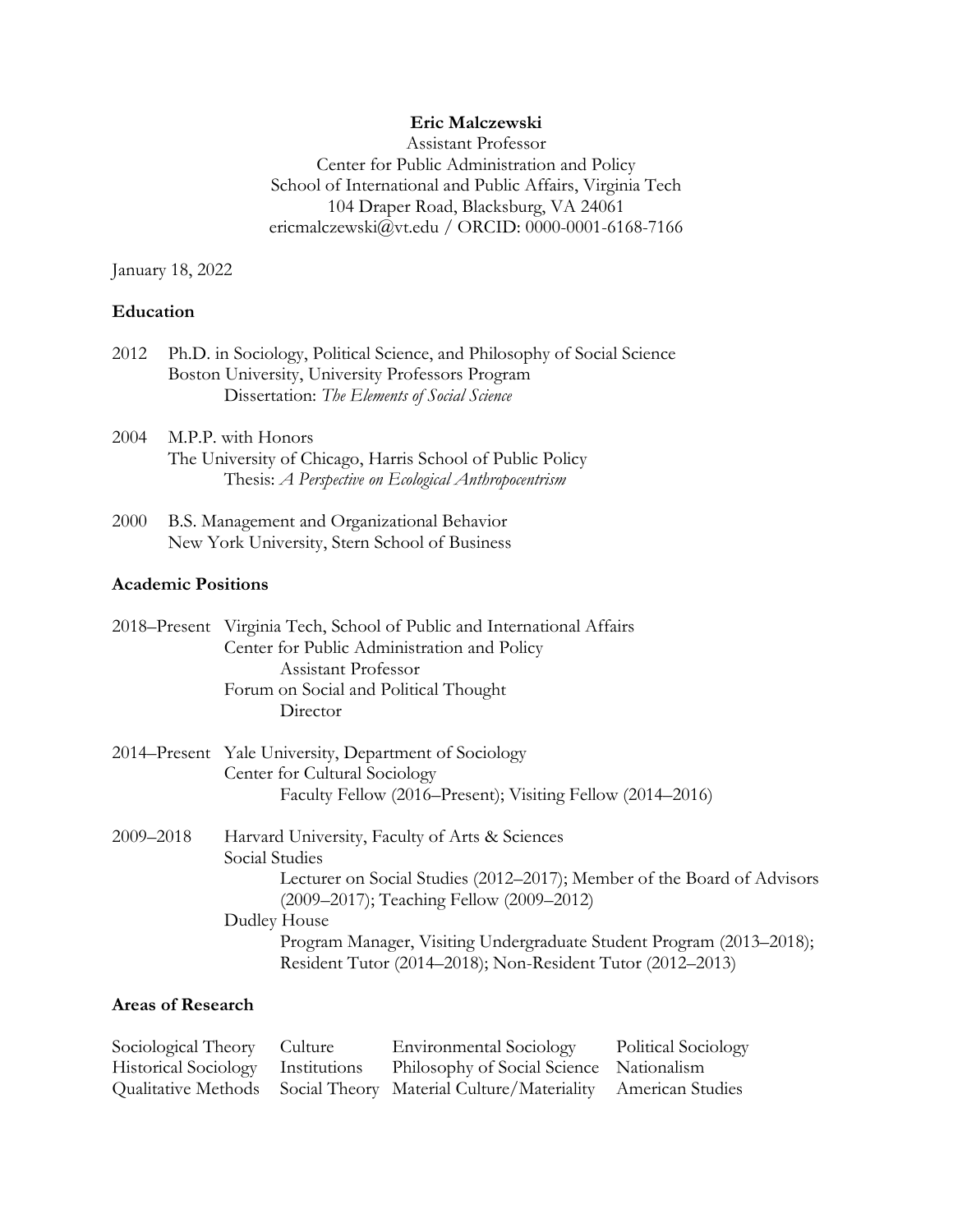**Eric Malczewski**
Assistant Professor
Center for Public Administration and Policy
School of International and Public Affairs, Virginia Tech
104 Draper Road, Blacksburg, VA 24061
ericmalczewski@vt.edu / ORCID: 0000-0001-6168-7166

January 18, 2022

## Education

2012 Ph.D. in Sociology, Political Science, and Philosophy of Social Science
Boston University, University Professors Program
Dissertation: *The Elements of Social Science*

2004 M.P.P. with Honors
The University of Chicago, Harris School of Public Policy
Thesis: *A Perspective on Ecological Anthropocentrism*

2000 B.S. Management and Organizational Behavior
New York University, Stern School of Business

## Academic Positions

2018–Present Virginia Tech, School of Public and International Affairs
Center for Public Administration and Policy
Assistant Professor
Forum on Social and Political Thought
Director

2014–Present Yale University, Department of Sociology
Center for Cultural Sociology
Faculty Fellow (2016–Present); Visiting Fellow (2014–2016)

2009–2018 Harvard University, Faculty of Arts & Sciences
Social Studies
Lecturer on Social Studies (2012–2017); Member of the Board of Advisors (2009–2017); Teaching Fellow (2009–2012)
Dudley House
Program Manager, Visiting Undergraduate Student Program (2013–2018); Resident Tutor (2014–2018); Non-Resident Tutor (2012–2013)

## Areas of Research

| | | | |
|---|---|---|---|
| Sociological Theory | Culture | Environmental Sociology | Political Sociology |
| Historical Sociology | Institutions | Philosophy of Social Science | Nationalism |
| Qualitative Methods | Social Theory | Material Culture/Materiality | American Studies |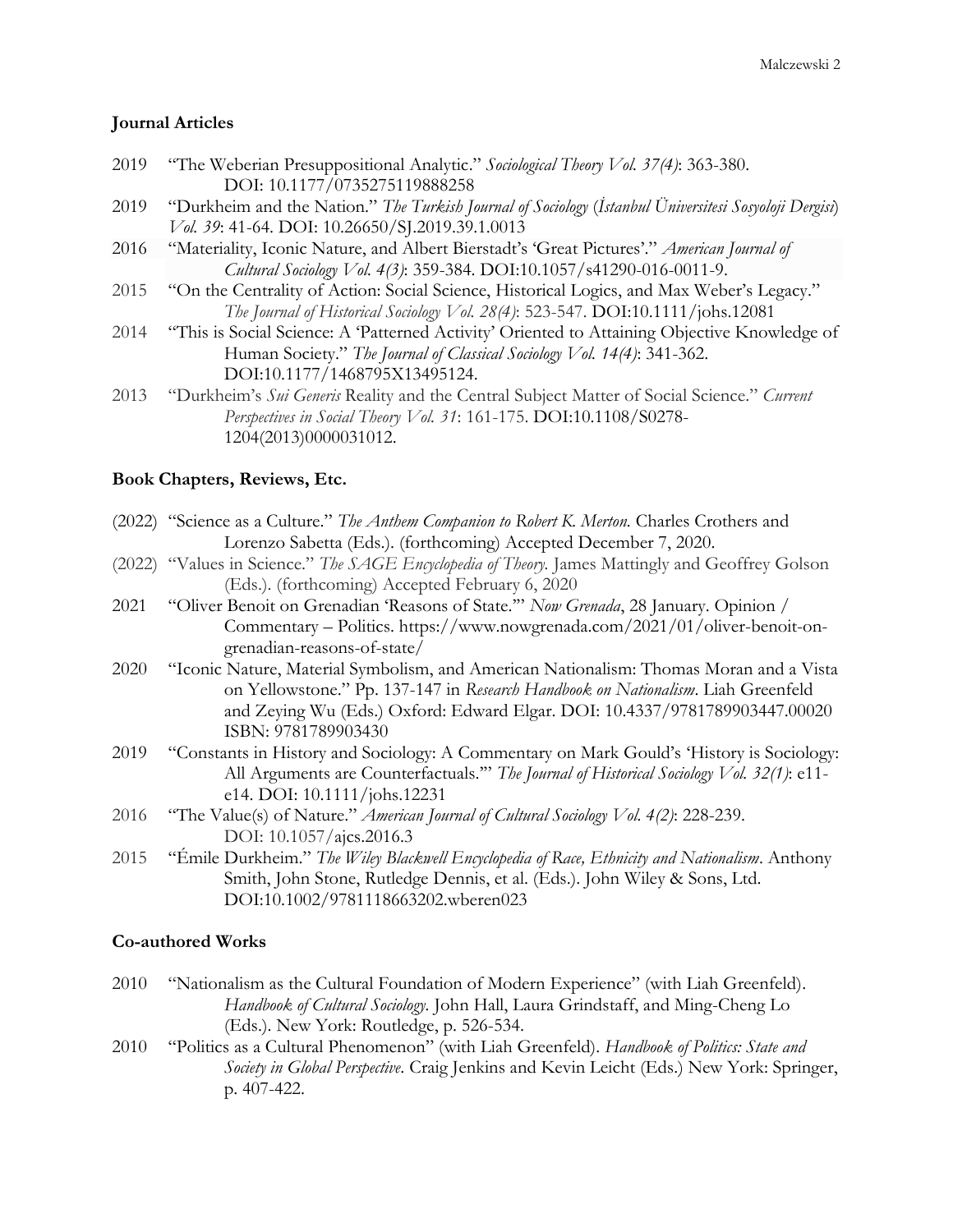## Journal Articles

- 2019 "The Weberian Presuppositional Analytic." *Sociological Theory Vol. 37(4)*: 363-380. DOI: 10.1177/0735275119888258
- 2019 "Durkheim and the Nation." *The Turkish Journal of Sociology* (*İstanbul Üniversitesi Sosyoloji Dergisi*) *Vol. 39*: 41-64. DOI: 10.26650/SJ.2019.39.1.0013
- 2016 "Materiality, Iconic Nature, and Albert Bierstadt's 'Great Pictures'." *American Journal of Cultural Sociology Vol. 4(3)*: 359-384. DOI:10.1057/s41290-016-0011-9.
- 2015 "On the Centrality of Action: Social Science, Historical Logics, and Max Weber's Legacy." *The Journal of Historical Sociology Vol. 28(4)*: 523-547. DOI:10.1111/johs.12081
- 2014 "This is Social Science: A 'Patterned Activity' Oriented to Attaining Objective Knowledge of Human Society." *The Journal of Classical Sociology Vol. 14(4)*: 341-362. DOI:10.1177/1468795X13495124.
- 2013 "Durkheim's *Sui Generis* Reality and the Central Subject Matter of Social Science." *Current Perspectives in Social Theory Vol. 31*: 161-175. DOI:10.1108/S0278-1204(2013)0000031012.

## Book Chapters, Reviews, Etc.

- (2022) "Science as a Culture." *The Anthem Companion to Robert K. Merton*. Charles Crothers and Lorenzo Sabetta (Eds.). (forthcoming) Accepted December 7, 2020.
- (2022) "Values in Science." *The SAGE Encyclopedia of Theory*. James Mattingly and Geoffrey Golson (Eds.). (forthcoming) Accepted February 6, 2020
- 2021 "Oliver Benoit on Grenadian 'Reasons of State.'" *Now Grenada*, 28 January. Opinion / Commentary – Politics. https://www.nowgrenada.com/2021/01/oliver-benoit-on-grenadian-reasons-of-state/
- 2020 "Iconic Nature, Material Symbolism, and American Nationalism: Thomas Moran and a Vista on Yellowstone." Pp. 137-147 in *Research Handbook on Nationalism*. Liah Greenfeld and Zeying Wu (Eds.) Oxford: Edward Elgar. DOI: 10.4337/9781789903447.00020 ISBN: 9781789903430
- 2019 "Constants in History and Sociology: A Commentary on Mark Gould's 'History is Sociology: All Arguments are Counterfactuals.'" *The Journal of Historical Sociology Vol. 32(1)*: e11-e14. DOI: 10.1111/johs.12231
- 2016 "The Value(s) of Nature." *American Journal of Cultural Sociology Vol. 4(2)*: 228-239. DOI: 10.1057/ajcs.2016.3
- 2015 "Émile Durkheim." *The Wiley Blackwell Encyclopedia of Race, Ethnicity and Nationalism*. Anthony Smith, John Stone, Rutledge Dennis, et al. (Eds.). John Wiley & Sons, Ltd. DOI:10.1002/9781118663202.wberen023

## Co-authored Works

- 2010 "Nationalism as the Cultural Foundation of Modern Experience" (with Liah Greenfeld). *Handbook of Cultural Sociology*. John Hall, Laura Grindstaff, and Ming-Cheng Lo (Eds.). New York: Routledge, p. 526-534.
- 2010 "Politics as a Cultural Phenomenon" (with Liah Greenfeld). *Handbook of Politics: State and Society in Global Perspective*. Craig Jenkins and Kevin Leicht (Eds.) New York: Springer, p. 407-422.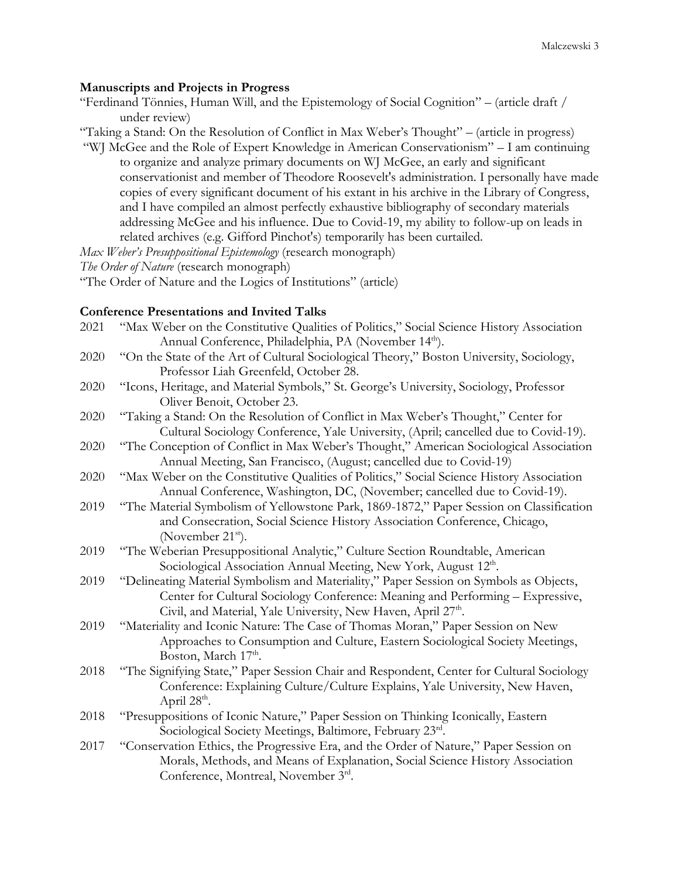**Manuscripts and Projects in Progress**

"Ferdinand Tönnies, Human Will, and the Epistemology of Social Cognition" – (article draft / under review)

"Taking a Stand: On the Resolution of Conflict in Max Weber's Thought" – (article in progress)

"WJ McGee and the Role of Expert Knowledge in American Conservationism" – I am continuing to organize and analyze primary documents on WJ McGee, an early and significant conservationist and member of Theodore Roosevelt's administration. I personally have made copies of every significant document of his extant in his archive in the Library of Congress, and I have compiled an almost perfectly exhaustive bibliography of secondary materials addressing McGee and his influence. Due to Covid-19, my ability to follow-up on leads in related archives (e.g. Gifford Pinchot's) temporarily has been curtailed.

*Max Weber's Presuppositional Epistemology* (research monograph)

*The Order of Nature* (research monograph)

"The Order of Nature and the Logics of Institutions" (article)

**Conference Presentations and Invited Talks**

2021 "Max Weber on the Constitutive Qualities of Politics," Social Science History Association Annual Conference, Philadelphia, PA (November 14th).

2020 "On the State of the Art of Cultural Sociological Theory," Boston University, Sociology, Professor Liah Greenfeld, October 28.

2020 "Icons, Heritage, and Material Symbols," St. George's University, Sociology, Professor Oliver Benoit, October 23.

2020 "Taking a Stand: On the Resolution of Conflict in Max Weber's Thought," Center for Cultural Sociology Conference, Yale University, (April; cancelled due to Covid-19).

2020 "The Conception of Conflict in Max Weber's Thought," American Sociological Association Annual Meeting, San Francisco, (August; cancelled due to Covid-19)

2020 "Max Weber on the Constitutive Qualities of Politics," Social Science History Association Annual Conference, Washington, DC, (November; cancelled due to Covid-19).

2019 "The Material Symbolism of Yellowstone Park, 1869-1872," Paper Session on Classification and Consecration, Social Science History Association Conference, Chicago, (November 21st).

2019 "The Weberian Presuppositional Analytic," Culture Section Roundtable, American Sociological Association Annual Meeting, New York, August 12th.

2019 "Delineating Material Symbolism and Materiality," Paper Session on Symbols as Objects, Center for Cultural Sociology Conference: Meaning and Performing – Expressive, Civil, and Material, Yale University, New Haven, April 27th.

2019 "Materiality and Iconic Nature: The Case of Thomas Moran," Paper Session on New Approaches to Consumption and Culture, Eastern Sociological Society Meetings, Boston, March 17th.

2018 "The Signifying State," Paper Session Chair and Respondent, Center for Cultural Sociology Conference: Explaining Culture/Culture Explains, Yale University, New Haven, April 28th.

2018 "Presuppositions of Iconic Nature," Paper Session on Thinking Iconically, Eastern Sociological Society Meetings, Baltimore, February 23rd.

2017 "Conservation Ethics, the Progressive Era, and the Order of Nature," Paper Session on Morals, Methods, and Means of Explanation, Social Science History Association Conference, Montreal, November 3rd.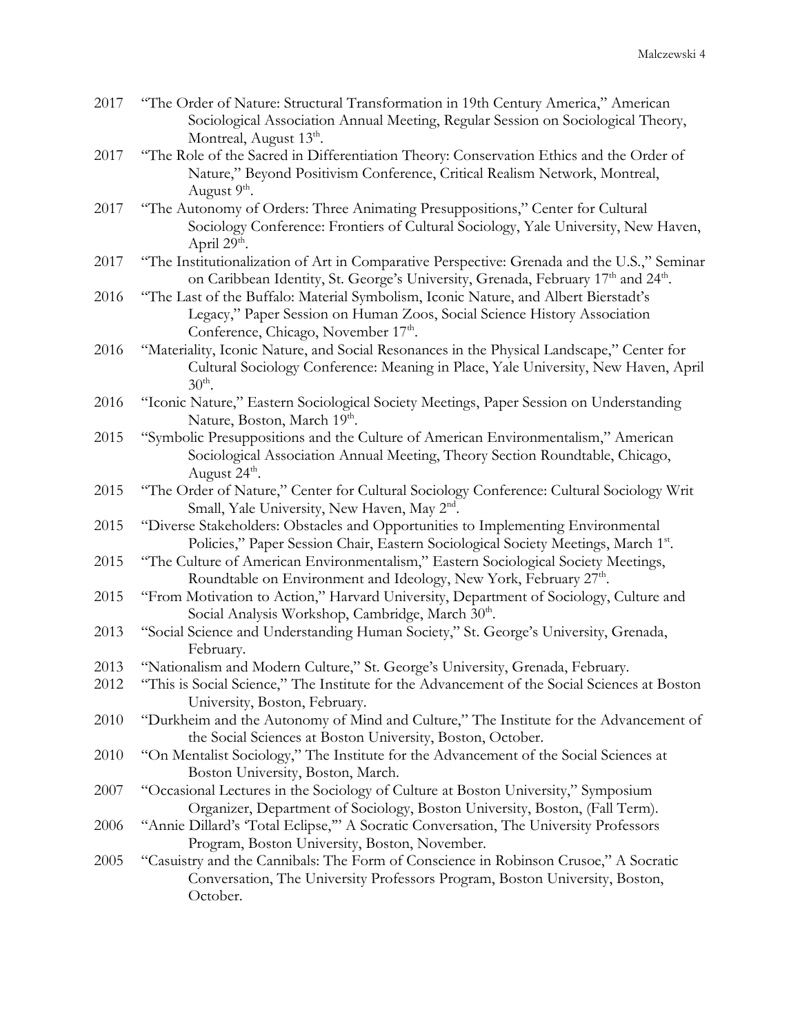2017 "The Order of Nature: Structural Transformation in 19th Century America," American Sociological Association Annual Meeting, Regular Session on Sociological Theory, Montreal, August 13th.

2017 "The Role of the Sacred in Differentiation Theory: Conservation Ethics and the Order of Nature," Beyond Positivism Conference, Critical Realism Network, Montreal, August 9th.

2017 "The Autonomy of Orders: Three Animating Presuppositions," Center for Cultural Sociology Conference: Frontiers of Cultural Sociology, Yale University, New Haven, April 29th.

2017 "The Institutionalization of Art in Comparative Perspective: Grenada and the U.S.," Seminar on Caribbean Identity, St. George's University, Grenada, February 17th and 24th.

2016 "The Last of the Buffalo: Material Symbolism, Iconic Nature, and Albert Bierstadt's Legacy," Paper Session on Human Zoos, Social Science History Association Conference, Chicago, November 17th.

2016 "Materiality, Iconic Nature, and Social Resonances in the Physical Landscape," Center for Cultural Sociology Conference: Meaning in Place, Yale University, New Haven, April 30th.

2016 "Iconic Nature," Eastern Sociological Society Meetings, Paper Session on Understanding Nature, Boston, March 19th.

2015 "Symbolic Presuppositions and the Culture of American Environmentalism," American Sociological Association Annual Meeting, Theory Section Roundtable, Chicago, August 24th.

2015 "The Order of Nature," Center for Cultural Sociology Conference: Cultural Sociology Writ Small, Yale University, New Haven, May 2nd.

2015 "Diverse Stakeholders: Obstacles and Opportunities to Implementing Environmental Policies," Paper Session Chair, Eastern Sociological Society Meetings, March 1st.

2015 "The Culture of American Environmentalism," Eastern Sociological Society Meetings, Roundtable on Environment and Ideology, New York, February 27th.

2015 "From Motivation to Action," Harvard University, Department of Sociology, Culture and Social Analysis Workshop, Cambridge, March 30th.

2013 "Social Science and Understanding Human Society," St. George's University, Grenada, February.

2013 "Nationalism and Modern Culture," St. George's University, Grenada, February.

2012 "This is Social Science," The Institute for the Advancement of the Social Sciences at Boston University, Boston, February.

2010 "Durkheim and the Autonomy of Mind and Culture," The Institute for the Advancement of the Social Sciences at Boston University, Boston, October.

2010 "On Mentalist Sociology," The Institute for the Advancement of the Social Sciences at Boston University, Boston, March.

2007 "Occasional Lectures in the Sociology of Culture at Boston University," Symposium Organizer, Department of Sociology, Boston University, Boston, (Fall Term).

2006 "Annie Dillard's 'Total Eclipse,'" A Socratic Conversation, The University Professors Program, Boston University, Boston, November.

2005 "Casuistry and the Cannibals: The Form of Conscience in Robinson Crusoe," A Socratic Conversation, The University Professors Program, Boston University, Boston, October.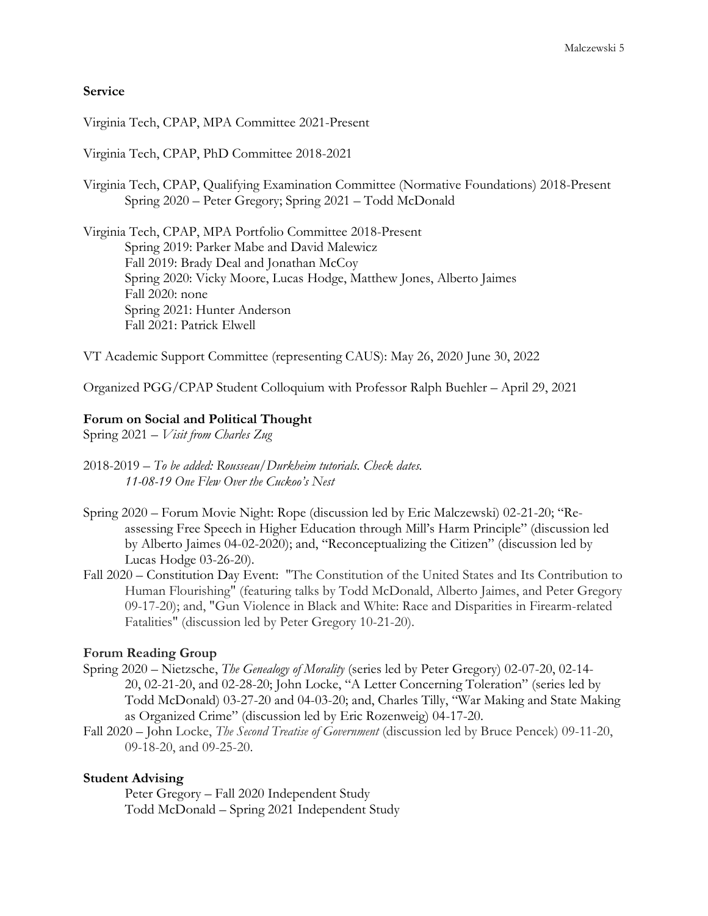## Service

Virginia Tech, CPAP, MPA Committee 2021-Present

Virginia Tech, CPAP, PhD Committee 2018-2021

Virginia Tech, CPAP, Qualifying Examination Committee (Normative Foundations) 2018-Present
Spring 2020 – Peter Gregory; Spring 2021 – Todd McDonald

Virginia Tech, CPAP, MPA Portfolio Committee 2018-Present
Spring 2019: Parker Mabe and David Malewicz
Fall 2019: Brady Deal and Jonathan McCoy
Spring 2020: Vicky Moore, Lucas Hodge, Matthew Jones, Alberto Jaimes
Fall 2020: none
Spring 2021: Hunter Anderson
Fall 2021: Patrick Elwell

VT Academic Support Committee (representing CAUS): May 26, 2020 June 30, 2022

Organized PGG/CPAP Student Colloquium with Professor Ralph Buehler – April 29, 2021

## Forum on Social and Political Thought

Spring 2021 – *Visit from Charles Zug*

2018-2019 – *To be added: Rousseau/Durkheim tutorials. Check dates.*
*11-08-19 One Flew Over the Cuckoo's Nest*

Spring 2020 – Forum Movie Night: Rope (discussion led by Eric Malczewski) 02-21-20; "Re-assessing Free Speech in Higher Education through Mill's Harm Principle" (discussion led by Alberto Jaimes 04-02-2020); and, "Reconceptualizing the Citizen" (discussion led by Lucas Hodge 03-26-20).

Fall 2020 – Constitution Day Event: "The Constitution of the United States and Its Contribution to Human Flourishing" (featuring talks by Todd McDonald, Alberto Jaimes, and Peter Gregory 09-17-20); and, "Gun Violence in Black and White: Race and Disparities in Firearm-related Fatalities" (discussion led by Peter Gregory 10-21-20).

## Forum Reading Group

Spring 2020 – Nietzsche, *The Genealogy of Morality* (series led by Peter Gregory) 02-07-20, 02-14-20, 02-21-20, and 02-28-20; John Locke, "A Letter Concerning Toleration" (series led by Todd McDonald) 03-27-20 and 04-03-20; and, Charles Tilly, "War Making and State Making as Organized Crime" (discussion led by Eric Rozenweig) 04-17-20.

Fall 2020 – John Locke, *The Second Treatise of Government* (discussion led by Bruce Pencek) 09-11-20, 09-18-20, and 09-25-20.

## Student Advising

Peter Gregory – Fall 2020 Independent Study
Todd McDonald – Spring 2021 Independent Study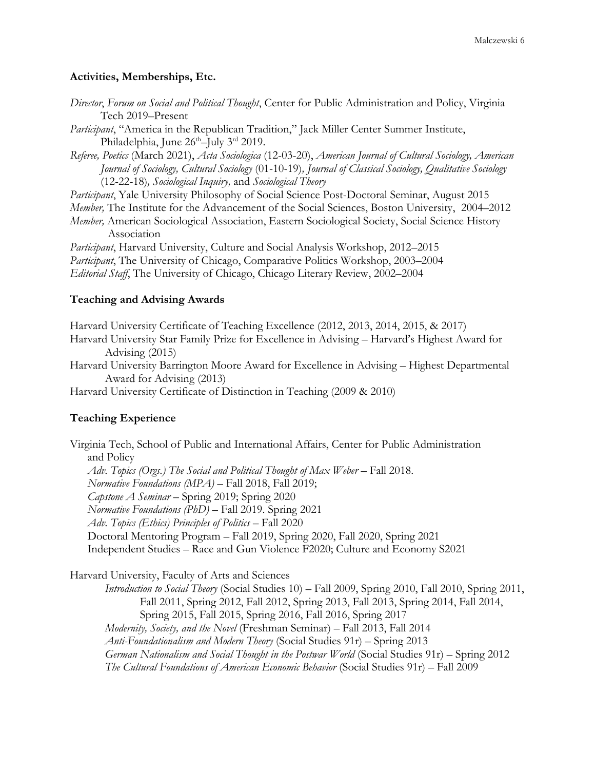### Activities, Memberships, Etc.

*Director*, *Forum on Social and Political Thought*, Center for Public Administration and Policy, Virginia Tech 2019–Present

*Participant*, "America in the Republican Tradition," Jack Miller Center Summer Institute, Philadelphia, June 26th–July 3rd 2019.

*Referee, Poetics* (March 2021), *Acta Sociologica* (12-03-20), *American Journal of Cultural Sociology, American Journal of Sociology, Cultural Sociology* (01-10-19), *Journal of Classical Sociology, Qualitative Sociology* (12-22-18), *Sociological Inquiry,* and *Sociological Theory*

*Participant*, Yale University Philosophy of Social Science Post-Doctoral Seminar, August 2015

*Member,* The Institute for the Advancement of the Social Sciences, Boston University, 2004–2012

*Member,* American Sociological Association, Eastern Sociological Society, Social Science History Association

*Participant*, Harvard University, Culture and Social Analysis Workshop, 2012–2015

*Participant*, The University of Chicago, Comparative Politics Workshop, 2003–2004

*Editorial Staff*, The University of Chicago, Chicago Literary Review, 2002–2004

### Teaching and Advising Awards

Harvard University Certificate of Teaching Excellence (2012, 2013, 2014, 2015, & 2017)

Harvard University Star Family Prize for Excellence in Advising – Harvard's Highest Award for Advising (2015)

Harvard University Barrington Moore Award for Excellence in Advising – Highest Departmental Award for Advising (2013)

Harvard University Certificate of Distinction in Teaching (2009 & 2010)

### Teaching Experience

Virginia Tech, School of Public and International Affairs, Center for Public Administration and Policy

- *Adv. Topics (Orgs.) The Social and Political Thought of Max Weber* – Fall 2018.
- *Normative Foundations (MPA)* – Fall 2018, Fall 2019;
- *Capstone A Seminar* – Spring 2019; Spring 2020
- *Normative Foundations (PhD)* – Fall 2019. Spring 2021
- *Adv. Topics (Ethics) Principles of Politics* – Fall 2020
- Doctoral Mentoring Program – Fall 2019, Spring 2020, Fall 2020, Spring 2021
- Independent Studies – Race and Gun Violence F2020; Culture and Economy S2021

Harvard University, Faculty of Arts and Sciences

- *Introduction to Social Theory* (Social Studies 10) – Fall 2009, Spring 2010, Fall 2010, Spring 2011, Fall 2011, Spring 2012, Fall 2012, Spring 2013, Fall 2013, Spring 2014, Fall 2014, Spring 2015, Fall 2015, Spring 2016, Fall 2016, Spring 2017
- *Modernity, Society, and the Novel* (Freshman Seminar) – Fall 2013, Fall 2014
- *Anti-Foundationalism and Modern Theory* (Social Studies 91r) – Spring 2013
- *German Nationalism and Social Thought in the Postwar World* (Social Studies 91r) – Spring 2012
- *The Cultural Foundations of American Economic Behavior* (Social Studies 91r) – Fall 2009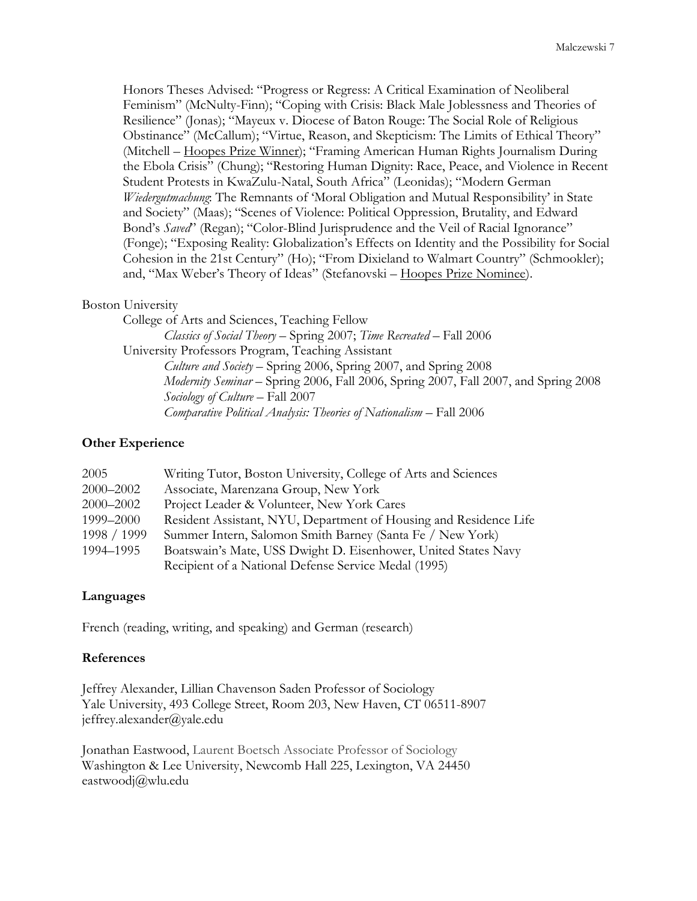Honors Theses Advised: "Progress or Regress: A Critical Examination of Neoliberal Feminism" (McNulty-Finn); "Coping with Crisis: Black Male Joblessness and Theories of Resilience" (Jonas); "Mayeux v. Diocese of Baton Rouge: The Social Role of Religious Obstinance" (McCallum); "Virtue, Reason, and Skepticism: The Limits of Ethical Theory" (Mitchell – <u>Hoopes Prize Winner</u>); "Framing American Human Rights Journalism During the Ebola Crisis" (Chung); "Restoring Human Dignity: Race, Peace, and Violence in Recent Student Protests in KwaZulu-Natal, South Africa" (Leonidas); "Modern German *Wiedergutmachung*: The Remnants of 'Moral Obligation and Mutual Responsibility' in State and Society" (Maas); "Scenes of Violence: Political Oppression, Brutality, and Edward Bond's *Saved*" (Regan); "Color-Blind Jurisprudence and the Veil of Racial Ignorance" (Fonge); "Exposing Reality: Globalization's Effects on Identity and the Possibility for Social Cohesion in the 21st Century" (Ho); "From Dixieland to Walmart Country" (Schmookler); and, "Max Weber's Theory of Ideas" (Stefanovski – <u>Hoopes Prize Nominee</u>).

Boston University

- College of Arts and Sciences, Teaching Fellow
  - *Classics of Social Theory* – Spring 2007; *Time Recreated* – Fall 2006
- University Professors Program, Teaching Assistant
  - *Culture and Society* – Spring 2006, Spring 2007, and Spring 2008
  - *Modernity Seminar* – Spring 2006, Fall 2006, Spring 2007, Fall 2007, and Spring 2008
  - *Sociology of Culture* – Fall 2007
  - *Comparative Political Analysis: Theories of Nationalism* – Fall 2006

## Other Experience

| | |
|---|---|
| 2005 | Writing Tutor, Boston University, College of Arts and Sciences |
| 2000–2002 | Associate, Marenzana Group, New York |
| 2000–2002 | Project Leader & Volunteer, New York Cares |
| 1999–2000 | Resident Assistant, NYU, Department of Housing and Residence Life |
| 1998 / 1999 | Summer Intern, Salomon Smith Barney (Santa Fe / New York) |
| 1994–1995 | Boatswain's Mate, USS Dwight D. Eisenhower, United States Navy<br>Recipient of a National Defense Service Medal (1995) |

## Languages

French (reading, writing, and speaking) and German (research)

## References

Jeffrey Alexander, Lillian Chavenson Saden Professor of Sociology
Yale University, 493 College Street, Room 203, New Haven, CT 06511-8907
jeffrey.alexander@yale.edu

Jonathan Eastwood, Laurent Boetsch Associate Professor of Sociology
Washington & Lee University, Newcomb Hall 225, Lexington, VA 24450
eastwoodj@wlu.edu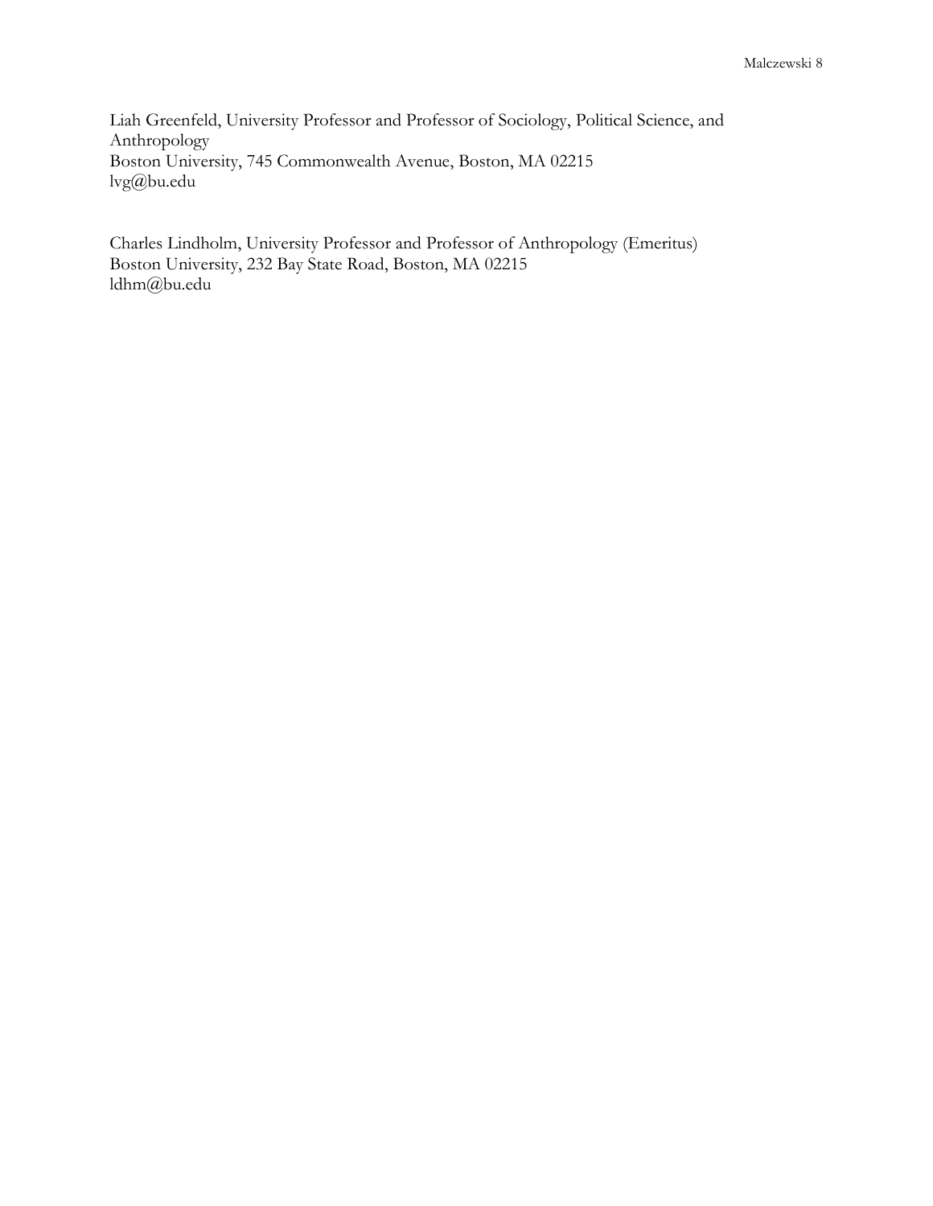Liah Greenfeld, University Professor and Professor of Sociology, Political Science, and Anthropology
Boston University, 745 Commonwealth Avenue, Boston, MA 02215
lvg@bu.edu

Charles Lindholm, University Professor and Professor of Anthropology (Emeritus)
Boston University, 232 Bay State Road, Boston, MA 02215
ldhm@bu.edu